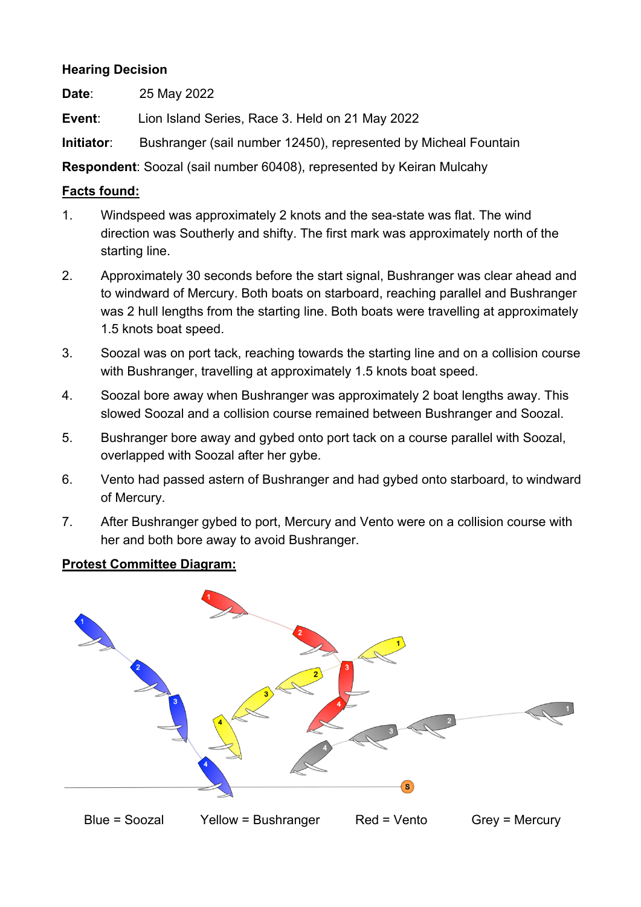**Hearing Decision**

**Date**: 25 May 2022

**Event**: Lion Island Series, Race 3. Held on 21 May 2022

**Initiator**: Bushranger (sail number 12450), represented by Micheal Fountain

**Respondent**: Soozal (sail number 60408), represented by Keiran Mulcahy

**Facts found:**

1. Windspeed was approximately 2 knots and the sea-state was flat. The wind direction was Southerly and shifty. The first mark was approximately north of the starting line.
2. Approximately 30 seconds before the start signal, Bushranger was clear ahead and to windward of Mercury. Both boats on starboard, reaching parallel and Bushranger was 2 hull lengths from the starting line. Both boats were travelling at approximately 1.5 knots boat speed.
3. Soozal was on port tack, reaching towards the starting line and on a collision course with Bushranger, travelling at approximately 1.5 knots boat speed.
4. Soozal bore away when Bushranger was approximately 2 boat lengths away. This slowed Soozal and a collision course remained between Bushranger and Soozal.
5. Bushranger bore away and gybed onto port tack on a course parallel with Soozal, overlapped with Soozal after her gybe.
6. Vento had passed astern of Bushranger and had gybed onto starboard, to windward of Mercury.
7. After Bushranger gybed to port, Mercury and Vento were on a collision course with her and both bore away to avoid Bushranger.

**Protest Committee Diagram:**

Blue = Soozal    Yellow = Bushranger    Red = Vento    Grey = Mercury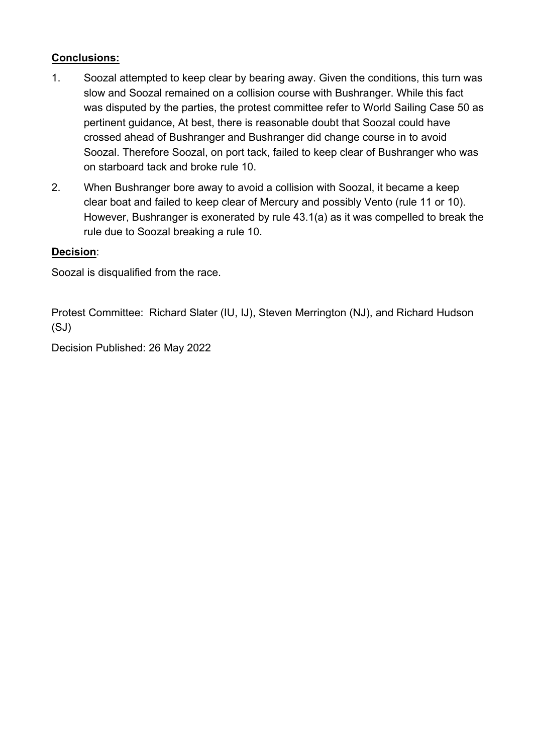**Conclusions:**

1. Soozal attempted to keep clear by bearing away. Given the conditions, this turn was slow and Soozal remained on a collision course with Bushranger. While this fact was disputed by the parties, the protest committee refer to World Sailing Case 50 as pertinent guidance, At best, there is reasonable doubt that Soozal could have crossed ahead of Bushranger and Bushranger did change course in to avoid Soozal. Therefore Soozal, on port tack, failed to keep clear of Bushranger who was on starboard tack and broke rule 10.
2. When Bushranger bore away to avoid a collision with Soozal, it became a keep clear boat and failed to keep clear of Mercury and possibly Vento (rule 11 or 10). However, Bushranger is exonerated by rule 43.1(a) as it was compelled to break the rule due to Soozal breaking a rule 10.

**Decision**:

Soozal is disqualified from the race.

Protest Committee: Richard Slater (IU, IJ), Steven Merrington (NJ), and Richard Hudson (SJ)

Decision Published: 26 May 2022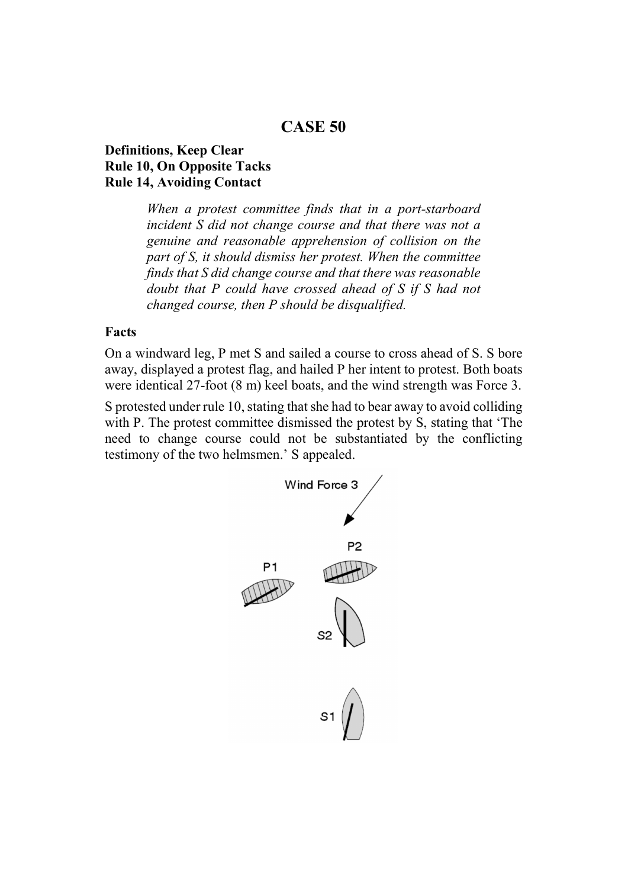# CASE 50

**Definitions, Keep Clear**
**Rule 10, On Opposite Tacks**
**Rule 14, Avoiding Contact**

> *When a protest committee finds that in a port-starboard incident S did not change course and that there was not a genuine and reasonable apprehension of collision on the part of S, it should dismiss her protest. When the committee finds that S did change course and that there was reasonable doubt that P could have crossed ahead of S if S had not changed course, then P should be disqualified.*

## Facts

On a windward leg, P met S and sailed a course to cross ahead of S. S bore away, displayed a protest flag, and hailed P her intent to protest. Both boats were identical 27-foot (8 m) keel boats, and the wind strength was Force 3.

S protested under rule 10, stating that she had to bear away to avoid colliding with P. The protest committee dismissed the protest by S, stating that 'The need to change course could not be substantiated by the conflicting testimony of the two helmsmen.' S appealed.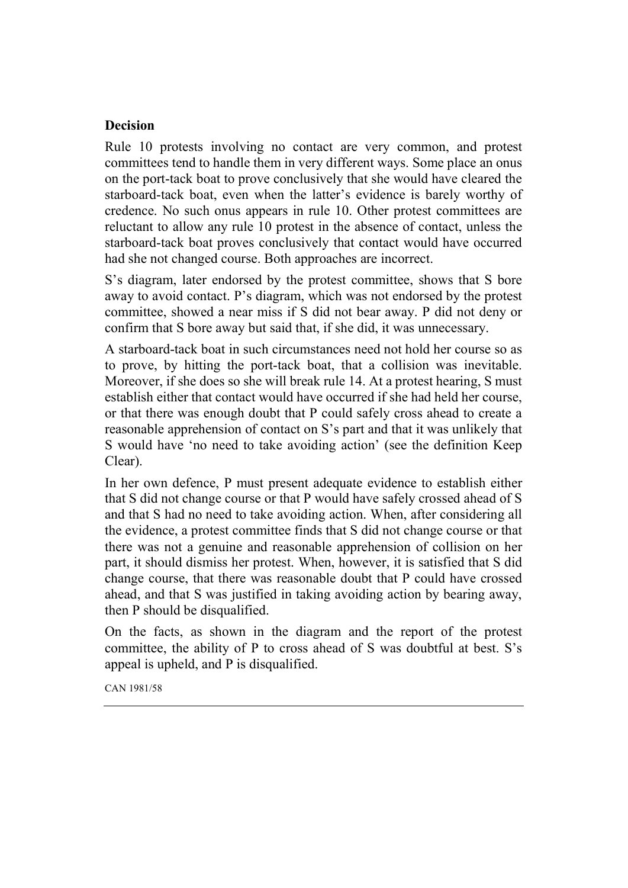**Decision**

Rule 10 protests involving no contact are very common, and protest committees tend to handle them in very different ways. Some place an onus on the port-tack boat to prove conclusively that she would have cleared the starboard-tack boat, even when the latter's evidence is barely worthy of credence. No such onus appears in rule 10. Other protest committees are reluctant to allow any rule 10 protest in the absence of contact, unless the starboard-tack boat proves conclusively that contact would have occurred had she not changed course. Both approaches are incorrect.

S's diagram, later endorsed by the protest committee, shows that S bore away to avoid contact. P's diagram, which was not endorsed by the protest committee, showed a near miss if S did not bear away. P did not deny or confirm that S bore away but said that, if she did, it was unnecessary.

A starboard-tack boat in such circumstances need not hold her course so as to prove, by hitting the port-tack boat, that a collision was inevitable. Moreover, if she does so she will break rule 14. At a protest hearing, S must establish either that contact would have occurred if she had held her course, or that there was enough doubt that P could safely cross ahead to create a reasonable apprehension of contact on S's part and that it was unlikely that S would have 'no need to take avoiding action' (see the definition Keep Clear).

In her own defence, P must present adequate evidence to establish either that S did not change course or that P would have safely crossed ahead of S and that S had no need to take avoiding action. When, after considering all the evidence, a protest committee finds that S did not change course or that there was not a genuine and reasonable apprehension of collision on her part, it should dismiss her protest. When, however, it is satisfied that S did change course, that there was reasonable doubt that P could have crossed ahead, and that S was justified in taking avoiding action by bearing away, then P should be disqualified.

On the facts, as shown in the diagram and the report of the protest committee, the ability of P to cross ahead of S was doubtful at best. S's appeal is upheld, and P is disqualified.

CAN 1981/58